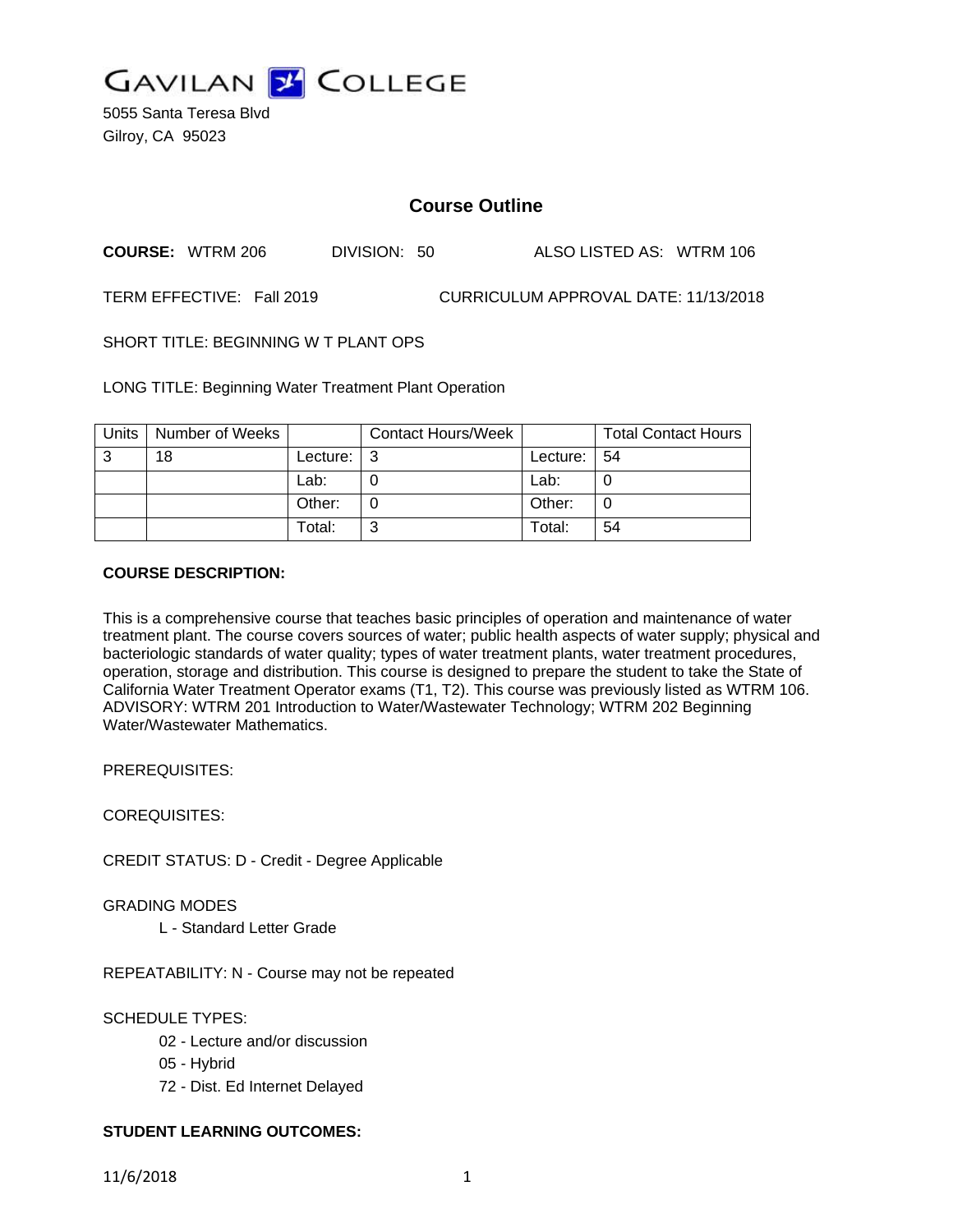GAVILAN COLLEGE

5055 Santa Teresa Blvd
Gilroy, CA 95023

# Course Outline

**COURSE:** WTRM 206 DIVISION: 50 ALSO LISTED AS: WTRM 106

TERM EFFECTIVE: Fall 2019 CURRICULUM APPROVAL DATE: 11/13/2018

SHORT TITLE: BEGINNING W T PLANT OPS

LONG TITLE: Beginning Water Treatment Plant Operation

| Units | Number of Weeks | | Contact Hours/Week | | Total Contact Hours |
|---|---|---|---|---|---|
| 3 | 18 | Lecture: | 3 | Lecture: | 54 |
| | | Lab: | 0 | Lab: | 0 |
| | | Other: | 0 | Other: | 0 |
| | | Total: | 3 | Total: | 54 |

**COURSE DESCRIPTION:**

This is a comprehensive course that teaches basic principles of operation and maintenance of water treatment plant. The course covers sources of water; public health aspects of water supply; physical and bacteriologic standards of water quality; types of water treatment plants, water treatment procedures, operation, storage and distribution. This course is designed to prepare the student to take the State of California Water Treatment Operator exams (T1, T2). This course was previously listed as WTRM 106. ADVISORY: WTRM 201 Introduction to Water/Wastewater Technology; WTRM 202 Beginning Water/Wastewater Mathematics.

PREREQUISITES:

COREQUISITES:

CREDIT STATUS: D - Credit - Degree Applicable

GRADING MODES

L - Standard Letter Grade

REPEATABILITY: N - Course may not be repeated

SCHEDULE TYPES:

02 - Lecture and/or discussion
05 - Hybrid
72 - Dist. Ed Internet Delayed

**STUDENT LEARNING OUTCOMES:**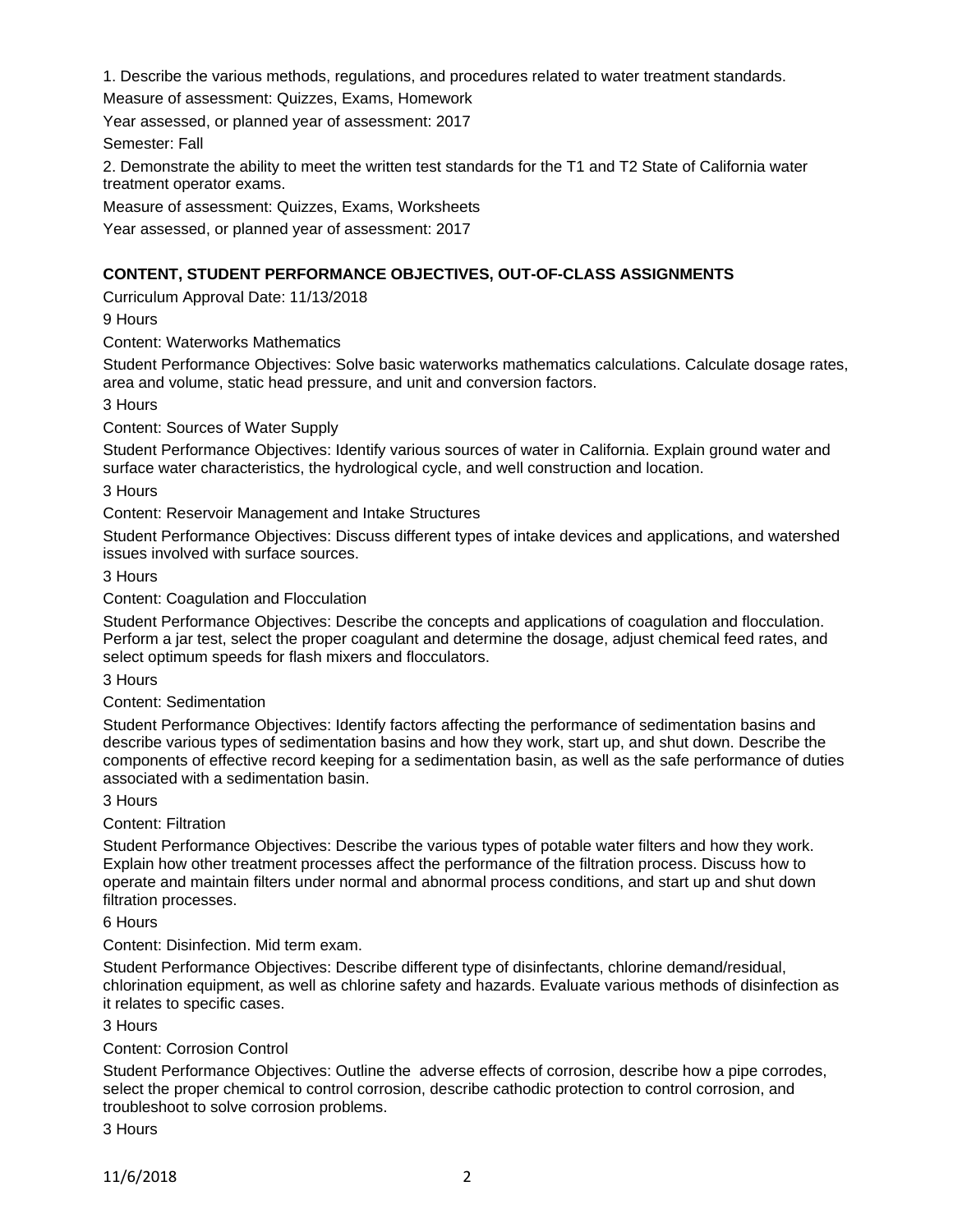1. Describe the various methods, regulations, and procedures related to water treatment standards.

Measure of assessment: Quizzes, Exams, Homework

Year assessed, or planned year of assessment: 2017

Semester: Fall

2. Demonstrate the ability to meet the written test standards for the T1 and T2 State of California water treatment operator exams.

Measure of assessment: Quizzes, Exams, Worksheets

Year assessed, or planned year of assessment: 2017

## CONTENT, STUDENT PERFORMANCE OBJECTIVES, OUT-OF-CLASS ASSIGNMENTS

Curriculum Approval Date: 11/13/2018

9 Hours

Content: Waterworks Mathematics

Student Performance Objectives: Solve basic waterworks mathematics calculations. Calculate dosage rates, area and volume, static head pressure, and unit and conversion factors.

3 Hours

Content: Sources of Water Supply

Student Performance Objectives: Identify various sources of water in California. Explain ground water and surface water characteristics, the hydrological cycle, and well construction and location.

3 Hours

Content: Reservoir Management and Intake Structures

Student Performance Objectives: Discuss different types of intake devices and applications, and watershed issues involved with surface sources.

3 Hours

Content: Coagulation and Flocculation

Student Performance Objectives: Describe the concepts and applications of coagulation and flocculation. Perform a jar test, select the proper coagulant and determine the dosage, adjust chemical feed rates, and select optimum speeds for flash mixers and flocculators.

3 Hours

Content: Sedimentation

Student Performance Objectives: Identify factors affecting the performance of sedimentation basins and describe various types of sedimentation basins and how they work, start up, and shut down. Describe the components of effective record keeping for a sedimentation basin, as well as the safe performance of duties associated with a sedimentation basin.

3 Hours

Content: Filtration

Student Performance Objectives: Describe the various types of potable water filters and how they work. Explain how other treatment processes affect the performance of the filtration process. Discuss how to operate and maintain filters under normal and abnormal process conditions, and start up and shut down filtration processes.

6 Hours

Content: Disinfection. Mid term exam.

Student Performance Objectives: Describe different type of disinfectants, chlorine demand/residual, chlorination equipment, as well as chlorine safety and hazards. Evaluate various methods of disinfection as it relates to specific cases.

3 Hours

Content: Corrosion Control

Student Performance Objectives: Outline the adverse effects of corrosion, describe how a pipe corrodes, select the proper chemical to control corrosion, describe cathodic protection to control corrosion, and troubleshoot to solve corrosion problems.

3 Hours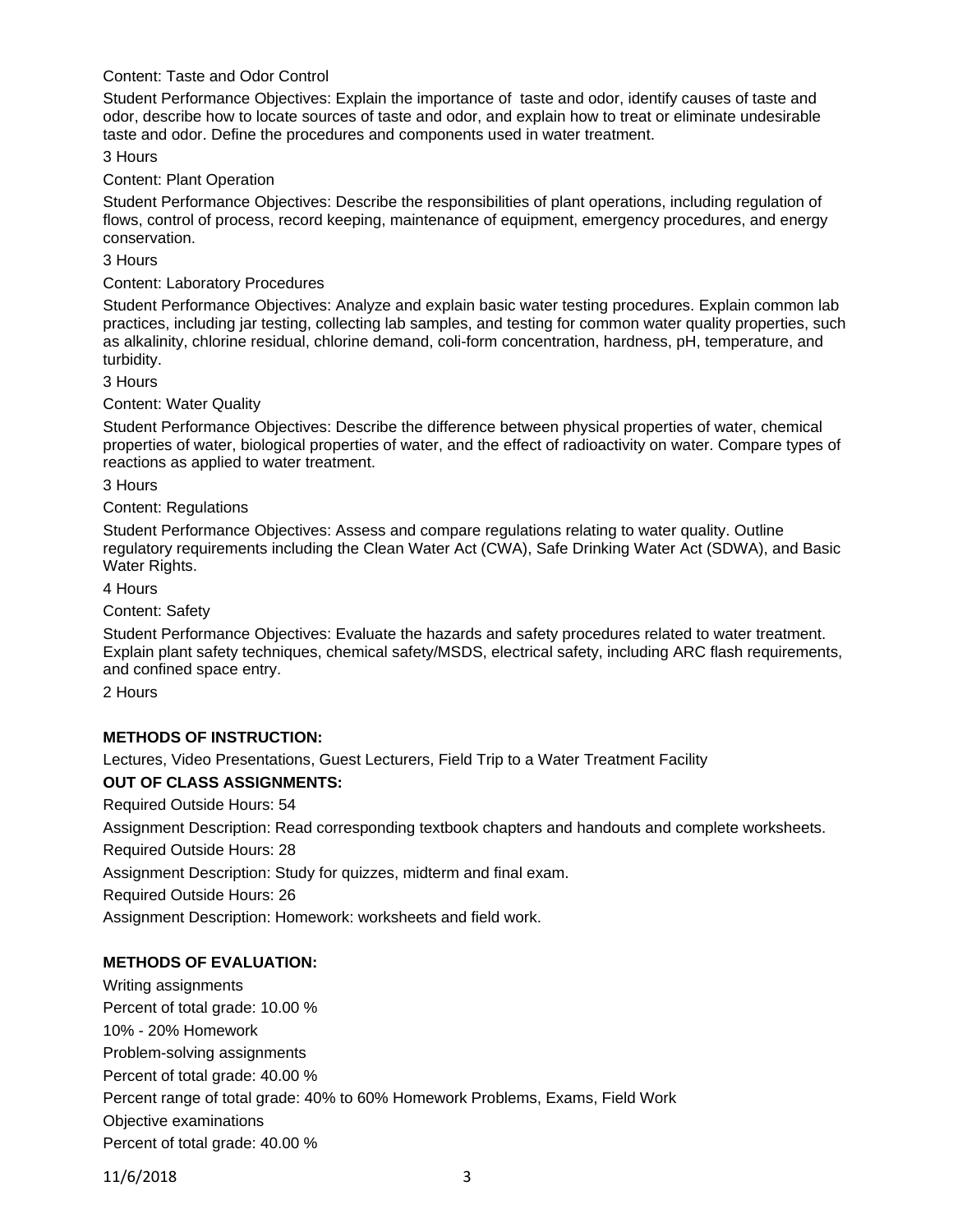Content: Taste and Odor Control

Student Performance Objectives: Explain the importance of taste and odor, identify causes of taste and odor, describe how to locate sources of taste and odor, and explain how to treat or eliminate undesirable taste and odor. Define the procedures and components used in water treatment.

3 Hours

Content: Plant Operation

Student Performance Objectives: Describe the responsibilities of plant operations, including regulation of flows, control of process, record keeping, maintenance of equipment, emergency procedures, and energy conservation.

3 Hours

Content: Laboratory Procedures

Student Performance Objectives: Analyze and explain basic water testing procedures. Explain common lab practices, including jar testing, collecting lab samples, and testing for common water quality properties, such as alkalinity, chlorine residual, chlorine demand, coli-form concentration, hardness, pH, temperature, and turbidity.

3 Hours

Content: Water Quality

Student Performance Objectives: Describe the difference between physical properties of water, chemical properties of water, biological properties of water, and the effect of radioactivity on water. Compare types of reactions as applied to water treatment.

3 Hours

Content: Regulations

Student Performance Objectives: Assess and compare regulations relating to water quality. Outline regulatory requirements including the Clean Water Act (CWA), Safe Drinking Water Act (SDWA), and Basic Water Rights.

4 Hours

Content: Safety

Student Performance Objectives: Evaluate the hazards and safety procedures related to water treatment. Explain plant safety techniques, chemical safety/MSDS, electrical safety, including ARC flash requirements, and confined space entry.

2 Hours

**METHODS OF INSTRUCTION:**

Lectures, Video Presentations, Guest Lecturers, Field Trip to a Water Treatment Facility

**OUT OF CLASS ASSIGNMENTS:**

Required Outside Hours: 54

Assignment Description: Read corresponding textbook chapters and handouts and complete worksheets.

Required Outside Hours: 28

Assignment Description: Study for quizzes, midterm and final exam.

Required Outside Hours: 26

Assignment Description: Homework: worksheets and field work.

**METHODS OF EVALUATION:**

Writing assignments

Percent of total grade: 10.00 %

10% - 20% Homework

Problem-solving assignments

Percent of total grade: 40.00 %

Percent range of total grade: 40% to 60% Homework Problems, Exams, Field Work

Objective examinations

Percent of total grade: 40.00 %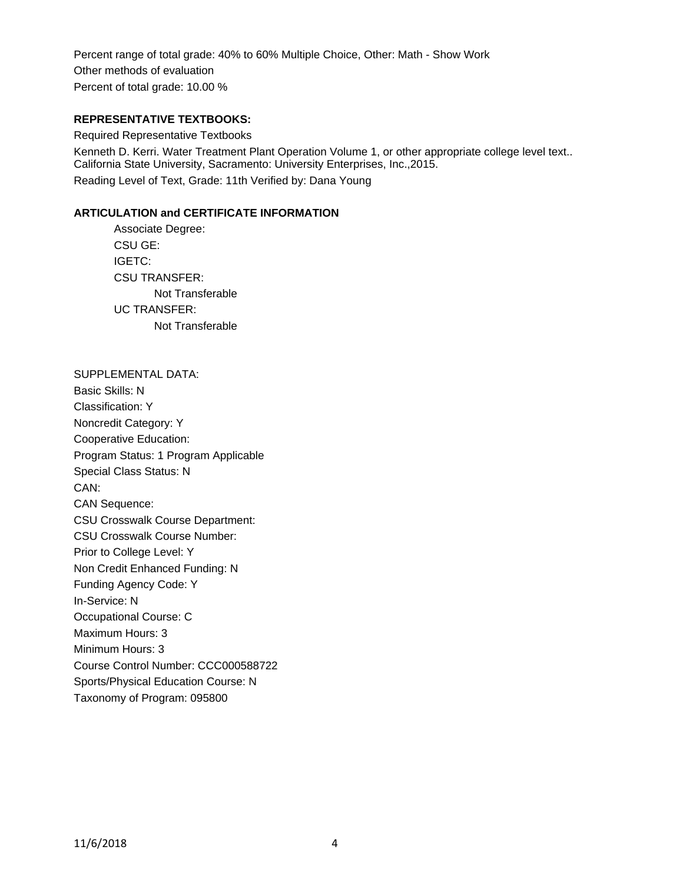Percent range of total grade: 40% to 60% Multiple Choice, Other: Math - Show Work

Other methods of evaluation

Percent of total grade: 10.00 %

**REPRESENTATIVE TEXTBOOKS:**

Required Representative Textbooks

Kenneth D. Kerri. Water Treatment Plant Operation Volume 1, or other appropriate college level text.. California State University, Sacramento: University Enterprises, Inc.,2015.

Reading Level of Text, Grade: 11th Verified by: Dana Young

**ARTICULATION and CERTIFICATE INFORMATION**

Associate Degree:

CSU GE:

IGETC:

CSU TRANSFER:

Not Transferable

UC TRANSFER:

Not Transferable

SUPPLEMENTAL DATA:

Basic Skills: N

Classification: Y

Noncredit Category: Y

Cooperative Education:

Program Status: 1 Program Applicable

Special Class Status: N

CAN:

CAN Sequence:

CSU Crosswalk Course Department:

CSU Crosswalk Course Number:

Prior to College Level: Y

Non Credit Enhanced Funding: N

Funding Agency Code: Y

In-Service: N

Occupational Course: C

Maximum Hours: 3

Minimum Hours: 3

Course Control Number: CCC000588722

Sports/Physical Education Course: N

Taxonomy of Program: 095800